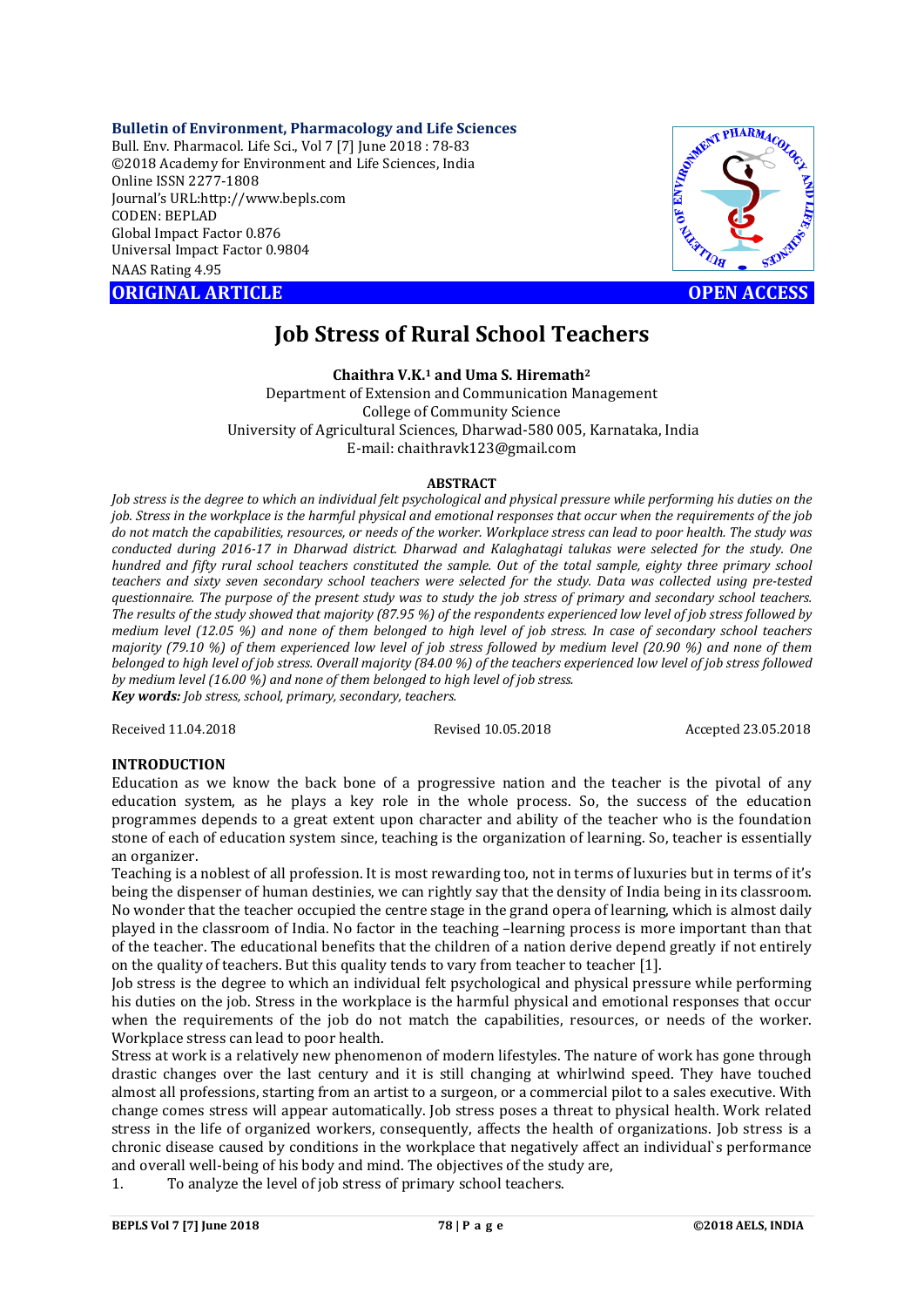**Bulletin of Environment, Pharmacology and Life Sciences**
Bull. Env. Pharmacol. Life Sci., Vol 7 [7] June 2018 : 78-83
©2018 Academy for Environment and Life Sciences, India
Online ISSN 2277-1808
Journal's URL:http://www.bepls.com
CODEN: BEPLAD
Global Impact Factor 0.876
Universal Impact Factor 0.9804
NAAS Rating 4.95

**ORIGINAL ARTICLE** **OPEN ACCESS**

# Job Stress of Rural School Teachers

**Chaithra V.K.[1] and Uma S. Hiremath[2]**

Department of Extension and Communication Management
College of Community Science
University of Agricultural Sciences, Dharwad-580 005, Karnataka, India
E-mail: chaithravk123@gmail.com

## ABSTRACT

*Job stress is the degree to which an individual felt psychological and physical pressure while performing his duties on the job. Stress in the workplace is the harmful physical and emotional responses that occur when the requirements of the job do not match the capabilities, resources, or needs of the worker. Workplace stress can lead to poor health. The study was conducted during 2016-17 in Dharwad district. Dharwad and Kalaghatagi talukas were selected for the study. One hundred and fifty rural school teachers constituted the sample. Out of the total sample, eighty three primary school teachers and sixty seven secondary school teachers were selected for the study. Data was collected using pre-tested questionnaire. The purpose of the present study was to study the job stress of primary and secondary school teachers. The results of the study showed that majority (87.95 %) of the respondents experienced low level of job stress followed by medium level (12.05 %) and none of them belonged to high level of job stress. In case of secondary school teachers majority (79.10 %) of them experienced low level of job stress followed by medium level (20.90 %) and none of them belonged to high level of job stress. Overall majority (84.00 %) of the teachers experienced low level of job stress followed by medium level (16.00 %) and none of them belonged to high level of job stress.*

***Key words:*** *Job stress, school, primary, secondary, teachers.*

Received 11.04.2018 Revised 10.05.2018 Accepted 23.05.2018

## INTRODUCTION

Education as we know the back bone of a progressive nation and the teacher is the pivotal of any education system, as he plays a key role in the whole process. So, the success of the education programmes depends to a great extent upon character and ability of the teacher who is the foundation stone of each of education system since, teaching is the organization of learning. So, teacher is essentially an organizer.

Teaching is a noblest of all profession. It is most rewarding too, not in terms of luxuries but in terms of it's being the dispenser of human destinies, we can rightly say that the density of India being in its classroom. No wonder that the teacher occupied the centre stage in the grand opera of learning, which is almost daily played in the classroom of India. No factor in the teaching –learning process is more important than that of the teacher. The educational benefits that the children of a nation derive depend greatly if not entirely on the quality of teachers. But this quality tends to vary from teacher to teacher [1].

Job stress is the degree to which an individual felt psychological and physical pressure while performing his duties on the job. Stress in the workplace is the harmful physical and emotional responses that occur when the requirements of the job do not match the capabilities, resources, or needs of the worker. Workplace stress can lead to poor health.

Stress at work is a relatively new phenomenon of modern lifestyles. The nature of work has gone through drastic changes over the last century and it is still changing at whirlwind speed. They have touched almost all professions, starting from an artist to a surgeon, or a commercial pilot to a sales executive. With change comes stress will appear automatically. Job stress poses a threat to physical health. Work related stress in the life of organized workers, consequently, affects the health of organizations. Job stress is a chronic disease caused by conditions in the workplace that negatively affect an individual`s performance and overall well-being of his body and mind. The objectives of the study are,

1. To analyze the level of job stress of primary school teachers.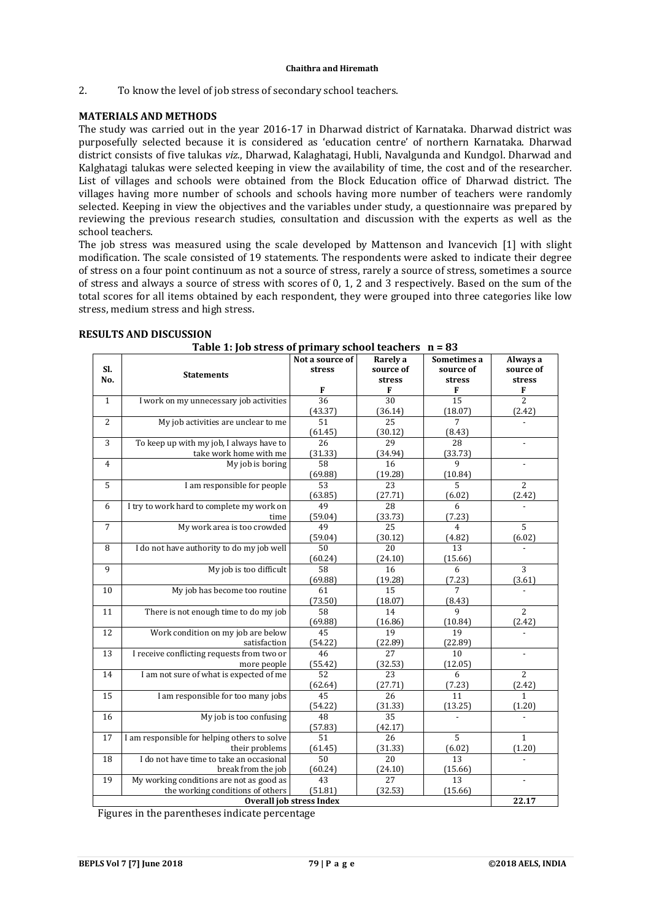2. To know the level of job stress of secondary school teachers.

## MATERIALS AND METHODS

The study was carried out in the year 2016-17 in Dharwad district of Karnataka. Dharwad district was purposefully selected because it is considered as 'education centre' of northern Karnataka. Dharwad district consists of five talukas *viz.*, Dharwad, Kalaghatagi, Hubli, Navalgunda and Kundgol. Dharwad and Kalghatagi talukas were selected keeping in view the availability of time, the cost and of the researcher. List of villages and schools were obtained from the Block Education office of Dharwad district. The villages having more number of schools and schools having more number of teachers were randomly selected. Keeping in view the objectives and the variables under study, a questionnaire was prepared by reviewing the previous research studies, consultation and discussion with the experts as well as the school teachers.

The job stress was measured using the scale developed by Mattenson and Ivancevich [1] with slight modification. The scale consisted of 19 statements. The respondents were asked to indicate their degree of stress on a four point continuum as not a source of stress, rarely a source of stress, sometimes a source of stress and always a source of stress with scores of 0, 1, 2 and 3 respectively. Based on the sum of the total scores for all items obtained by each respondent, they were grouped into three categories like low stress, medium stress and high stress.

## RESULTS AND DISCUSSION

**Table 1: Job stress of primary school teachers n = 83**

| Sl. No. | Statements | Not a source of stress F | Rarely a source of stress F | Sometimes a source of stress F | Always a source of stress F |
|---|---|---|---|---|---|
| 1 | I work on my unnecessary job activities | 36 (43.37) | 30 (36.14) | 15 (18.07) | 2 (2.42) |
| 2 | My job activities are unclear to me | 51 (61.45) | 25 (30.12) | 7 (8.43) | - |
| 3 | To keep up with my job, I always have to take work home with me | 26 (31.33) | 29 (34.94) | 28 (33.73) | - |
| 4 | My job is boring | 58 (69.88) | 16 (19.28) | 9 (10.84) | - |
| 5 | I am responsible for people | 53 (63.85) | 23 (27.71) | 5 (6.02) | 2 (2.42) |
| 6 | I try to work hard to complete my work on time | 49 (59.04) | 28 (33.73) | 6 (7.23) | - |
| 7 | My work area is too crowded | 49 (59.04) | 25 (30.12) | 4 (4.82) | 5 (6.02) |
| 8 | I do not have authority to do my job well | 50 (60.24) | 20 (24.10) | 13 (15.66) | - |
| 9 | My job is too difficult | 58 (69.88) | 16 (19.28) | 6 (7.23) | 3 (3.61) |
| 10 | My job has become too routine | 61 (73.50) | 15 (18.07) | 7 (8.43) | - |
| 11 | There is not enough time to do my job | 58 (69.88) | 14 (16.86) | 9 (10.84) | 2 (2.42) |
| 12 | Work condition on my job are below satisfaction | 45 (54.22) | 19 (22.89) | 19 (22.89) | - |
| 13 | I receive conflicting requests from two or more people | 46 (55.42) | 27 (32.53) | 10 (12.05) | - |
| 14 | I am not sure of what is expected of me | 52 (62.64) | 23 (27.71) | 6 (7.23) | 2 (2.42) |
| 15 | I am responsible for too many jobs | 45 (54.22) | 26 (31.33) | 11 (13.25) | 1 (1.20) |
| 16 | My job is too confusing | 48 (57.83) | 35 (42.17) | - | - |
| 17 | I am responsible for helping others to solve their problems | 51 (61.45) | 26 (31.33) | 5 (6.02) | 1 (1.20) |
| 18 | I do not have time to take an occasional break from the job | 50 (60.24) | 20 (24.10) | 13 (15.66) | - |
| 19 | My working conditions are not as good as the working conditions of others | 43 (51.81) | 27 (32.53) | 13 (15.66) | - |
| | **Overall job stress Index** | | | | **22.17** |

Figures in the parentheses indicate percentage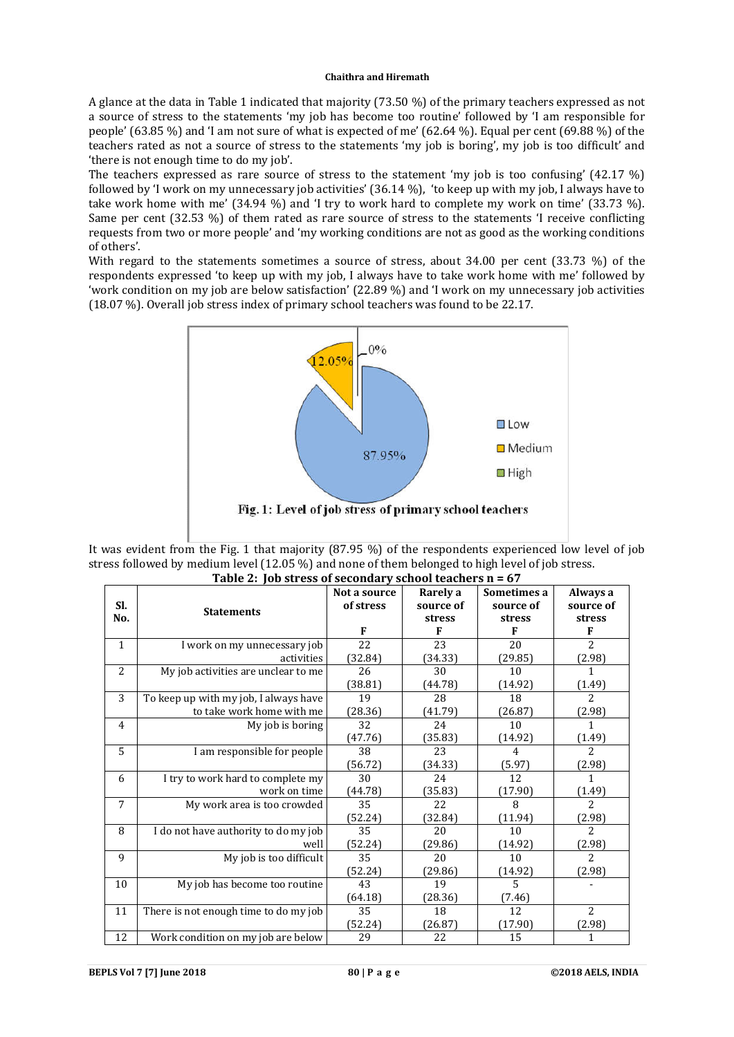A glance at the data in Table 1 indicated that majority (73.50 %) of the primary teachers expressed as not a source of stress to the statements 'my job has become too routine' followed by 'I am responsible for people' (63.85 %) and 'I am not sure of what is expected of me' (62.64 %). Equal per cent (69.88 %) of the teachers rated as not a source of stress to the statements 'my job is boring', my job is too difficult' and 'there is not enough time to do my job'.

The teachers expressed as rare source of stress to the statement 'my job is too confusing' (42.17 %) followed by 'I work on my unnecessary job activities' (36.14 %), 'to keep up with my job, I always have to take work home with me' (34.94 %) and 'I try to work hard to complete my work on time' (33.73 %). Same per cent (32.53 %) of them rated as rare source of stress to the statements 'I receive conflicting requests from two or more people' and 'my working conditions are not as good as the working conditions of others'.

With regard to the statements sometimes a source of stress, about 34.00 per cent (33.73 %) of the respondents expressed 'to keep up with my job, I always have to take work home with me' followed by 'work condition on my job are below satisfaction' (22.89 %) and 'I work on my unnecessary job activities (18.07 %). Overall job stress index of primary school teachers was found to be 22.17.

Fig. 1: Level of job stress of primary school teachers

It was evident from the Fig. 1 that majority (87.95 %) of the respondents experienced low level of job stress followed by medium level (12.05 %) and none of them belonged to high level of job stress.

**Table 2: Job stress of secondary school teachers n = 67**

| Sl. No. | Statements | Not a source of stress F | Rarely a source of stress F | Sometimes a source of stress F | Always a source of stress F |
|---|---|---|---|---|---|
| 1 | I work on my unnecessary job activities | 22 (32.84) | 23 (34.33) | 20 (29.85) | 2 (2.98) |
| 2 | My job activities are unclear to me | 26 (38.81) | 30 (44.78) | 10 (14.92) | 1 (1.49) |
| 3 | To keep up with my job, I always have to take work home with me | 19 (28.36) | 28 (41.79) | 18 (26.87) | 2 (2.98) |
| 4 | My job is boring | 32 (47.76) | 24 (35.83) | 10 (14.92) | 1 (1.49) |
| 5 | I am responsible for people | 38 (56.72) | 23 (34.33) | 4 (5.97) | 2 (2.98) |
| 6 | I try to work hard to complete my work on time | 30 (44.78) | 24 (35.83) | 12 (17.90) | 1 (1.49) |
| 7 | My work area is too crowded | 35 (52.24) | 22 (32.84) | 8 (11.94) | 2 (2.98) |
| 8 | I do not have authority to do my job well | 35 (52.24) | 20 (29.86) | 10 (14.92) | 2 (2.98) |
| 9 | My job is too difficult | 35 (52.24) | 20 (29.86) | 10 (14.92) | 2 (2.98) |
| 10 | My job has become too routine | 43 (64.18) | 19 (28.36) | 5 (7.46) | - |
| 11 | There is not enough time to do my job | 35 (52.24) | 18 (26.87) | 12 (17.90) | 2 (2.98) |
| 12 | Work condition on my job are below | 29 | 22 | 15 | 1 |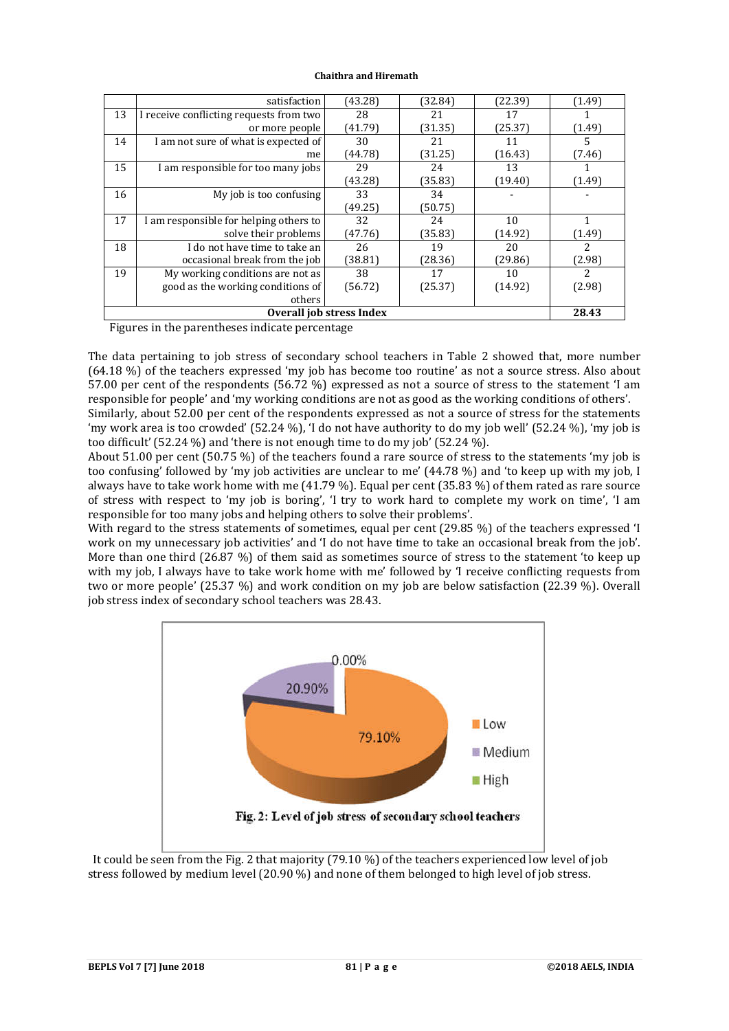| | | | | | |
|---|---|---|---|---|---|
| | satisfaction | (43.28) | (32.84) | (22.39) | (1.49) |
| 13 | I receive conflicting requests from two or more people | 28 (41.79) | 21 (31.35) | 17 (25.37) | 1 (1.49) |
| 14 | I am not sure of what is expected of me | 30 (44.78) | 21 (31.25) | 11 (16.43) | 5 (7.46) |
| 15 | I am responsible for too many jobs | 29 (43.28) | 24 (35.83) | 13 (19.40) | 1 (1.49) |
| 16 | My job is too confusing | 33 (49.25) | 34 (50.75) | - | - |
| 17 | I am responsible for helping others to solve their problems | 32 (47.76) | 24 (35.83) | 10 (14.92) | 1 (1.49) |
| 18 | I do not have time to take an occasional break from the job | 26 (38.81) | 19 (28.36) | 20 (29.86) | 2 (2.98) |
| 19 | My working conditions are not as good as the working conditions of others | 38 (56.72) | 17 (25.37) | 10 (14.92) | 2 (2.98) |
| **Overall job stress Index** | | | | | **28.43** |

Figures in the parentheses indicate percentage

The data pertaining to job stress of secondary school teachers in Table 2 showed that, more number (64.18 %) of the teachers expressed 'my job has become too routine' as not a source stress. Also about 57.00 per cent of the respondents (56.72 %) expressed as not a source of stress to the statement 'I am responsible for people' and 'my working conditions are not as good as the working conditions of others'. Similarly, about 52.00 per cent of the respondents expressed as not a source of stress for the statements 'my work area is too crowded' (52.24 %), 'I do not have authority to do my job well' (52.24 %), 'my job is too difficult' (52.24 %) and 'there is not enough time to do my job' (52.24 %).

About 51.00 per cent (50.75 %) of the teachers found a rare source of stress to the statements 'my job is too confusing' followed by 'my job activities are unclear to me' (44.78 %) and 'to keep up with my job, I always have to take work home with me (41.79 %). Equal per cent (35.83 %) of them rated as rare source of stress with respect to 'my job is boring', 'I try to work hard to complete my work on time', 'I am responsible for too many jobs and helping others to solve their problems'.

With regard to the stress statements of sometimes, equal per cent (29.85 %) of the teachers expressed 'I work on my unnecessary job activities' and 'I do not have time to take an occasional break from the job'. More than one third (26.87 %) of them said as sometimes source of stress to the statement 'to keep up with my job, I always have to take work home with me' followed by 'I receive conflicting requests from two or more people' (25.37 %) and work condition on my job are below satisfaction (22.39 %). Overall job stress index of secondary school teachers was 28.43.

Fig. 2: Level of job stress of secondary school teachers

It could be seen from the Fig. 2 that majority (79.10 %) of the teachers experienced low level of job stress followed by medium level (20.90 %) and none of them belonged to high level of job stress.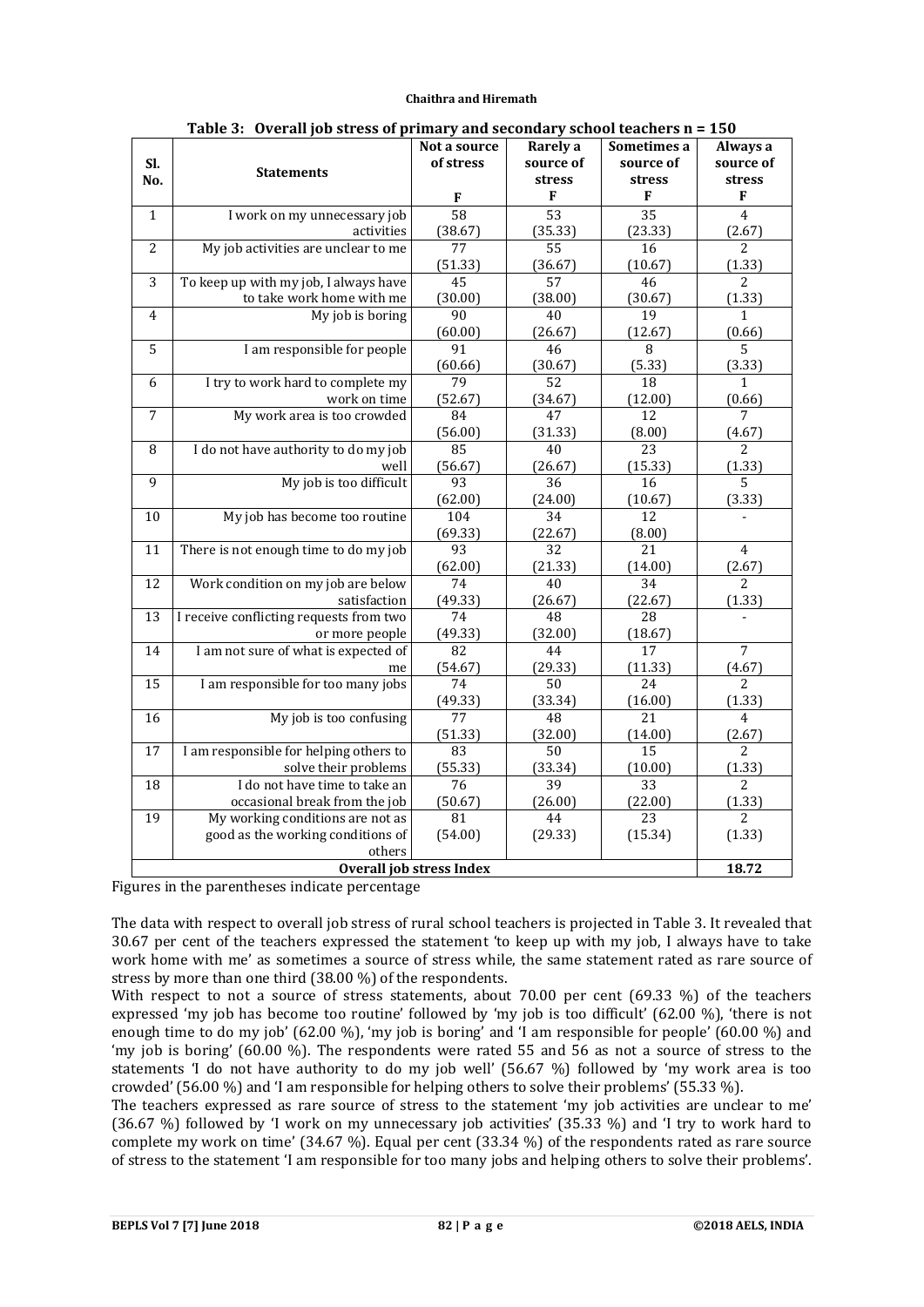**Table 3: Overall job stress of primary and secondary school teachers n = 150**

| Sl. No. | Statements | Not a source of stress F | Rarely a source of stress F | Sometimes a source of stress F | Always a source of stress F |
|---|---|---|---|---|---|
| 1 | I work on my unnecessary job activities | 58 (38.67) | 53 (35.33) | 35 (23.33) | 4 (2.67) |
| 2 | My job activities are unclear to me | 77 (51.33) | 55 (36.67) | 16 (10.67) | 2 (1.33) |
| 3 | To keep up with my job, I always have to take work home with me | 45 (30.00) | 57 (38.00) | 46 (30.67) | 2 (1.33) |
| 4 | My job is boring | 90 (60.00) | 40 (26.67) | 19 (12.67) | 1 (0.66) |
| 5 | I am responsible for people | 91 (60.66) | 46 (30.67) | 8 (5.33) | 5 (3.33) |
| 6 | I try to work hard to complete my work on time | 79 (52.67) | 52 (34.67) | 18 (12.00) | 1 (0.66) |
| 7 | My work area is too crowded | 84 (56.00) | 47 (31.33) | 12 (8.00) | 7 (4.67) |
| 8 | I do not have authority to do my job well | 85 (56.67) | 40 (26.67) | 23 (15.33) | 2 (1.33) |
| 9 | My job is too difficult | 93 (62.00) | 36 (24.00) | 16 (10.67) | 5 (3.33) |
| 10 | My job has become too routine | 104 (69.33) | 34 (22.67) | 12 (8.00) | - |
| 11 | There is not enough time to do my job | 93 (62.00) | 32 (21.33) | 21 (14.00) | 4 (2.67) |
| 12 | Work condition on my job are below satisfaction | 74 (49.33) | 40 (26.67) | 34 (22.67) | 2 (1.33) |
| 13 | I receive conflicting requests from two or more people | 74 (49.33) | 48 (32.00) | 28 (18.67) | - |
| 14 | I am not sure of what is expected of me | 82 (54.67) | 44 (29.33) | 17 (11.33) | 7 (4.67) |
| 15 | I am responsible for too many jobs | 74 (49.33) | 50 (33.34) | 24 (16.00) | 2 (1.33) |
| 16 | My job is too confusing | 77 (51.33) | 48 (32.00) | 21 (14.00) | 4 (2.67) |
| 17 | I am responsible for helping others to solve their problems | 83 (55.33) | 50 (33.34) | 15 (10.00) | 2 (1.33) |
| 18 | I do not have time to take an occasional break from the job | 76 (50.67) | 39 (26.00) | 33 (22.00) | 2 (1.33) |
| 19 | My working conditions are not as good as the working conditions of others | 81 (54.00) | 44 (29.33) | 23 (15.34) | 2 (1.33) |
| | **Overall job stress Index** | | | | **18.72** |

Figures in the parentheses indicate percentage

The data with respect to overall job stress of rural school teachers is projected in Table 3. It revealed that 30.67 per cent of the teachers expressed the statement 'to keep up with my job, I always have to take work home with me' as sometimes a source of stress while, the same statement rated as rare source of stress by more than one third (38.00 %) of the respondents.

With respect to not a source of stress statements, about 70.00 per cent (69.33 %) of the teachers expressed 'my job has become too routine' followed by 'my job is too difficult' (62.00 %), 'there is not enough time to do my job' (62.00 %), 'my job is boring' and 'I am responsible for people' (60.00 %) and 'my job is boring' (60.00 %). The respondents were rated 55 and 56 as not a source of stress to the statements 'I do not have authority to do my job well' (56.67 %) followed by 'my work area is too crowded' (56.00 %) and 'I am responsible for helping others to solve their problems' (55.33 %).

The teachers expressed as rare source of stress to the statement 'my job activities are unclear to me' (36.67 %) followed by 'I work on my unnecessary job activities' (35.33 %) and 'I try to work hard to complete my work on time' (34.67 %). Equal per cent (33.34 %) of the respondents rated as rare source of stress to the statement 'I am responsible for too many jobs and helping others to solve their problems'.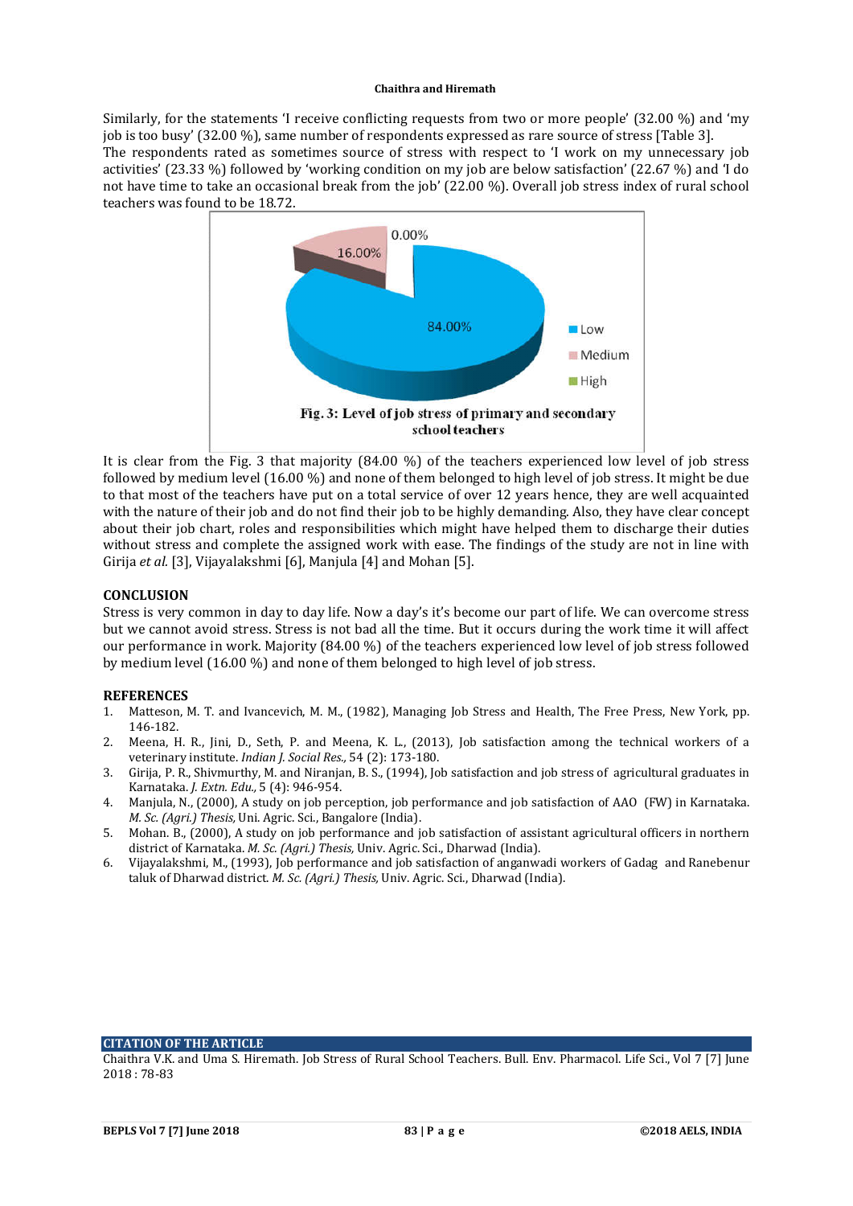Similarly, for the statements 'I receive conflicting requests from two or more people' (32.00 %) and 'my job is too busy' (32.00 %), same number of respondents expressed as rare source of stress [Table 3].
The respondents rated as sometimes source of stress with respect to 'I work on my unnecessary job activities' (23.33 %) followed by 'working condition on my job are below satisfaction' (22.67 %) and 'I do not have time to take an occasional break from the job' (22.00 %). Overall job stress index of rural school teachers was found to be 18.72.

0.00%
16.00%
84.00%
Low
Medium
High

**Fig. 3: Level of job stress of primary and secondary school teachers**

It is clear from the Fig. 3 that majority (84.00 %) of the teachers experienced low level of job stress followed by medium level (16.00 %) and none of them belonged to high level of job stress. It might be due to that most of the teachers have put on a total service of over 12 years hence, they are well acquainted with the nature of their job and do not find their job to be highly demanding. Also, they have clear concept about their job chart, roles and responsibilities which might have helped them to discharge their duties without stress and complete the assigned work with ease. The findings of the study are not in line with Girija *et al.* [3], Vijayalakshmi [6], Manjula [4] and Mohan [5].

## CONCLUSION

Stress is very common in day to day life. Now a day's it's become our part of life. We can overcome stress but we cannot avoid stress. Stress is not bad all the time. But it occurs during the work time it will affect our performance in work. Majority (84.00 %) of the teachers experienced low level of job stress followed by medium level (16.00 %) and none of them belonged to high level of job stress.

## REFERENCES

1. Matteson, M. T. and Ivancevich, M. M., (1982), Managing Job Stress and Health, The Free Press, New York, pp. 146-182.
2. Meena, H. R., Jini, D., Seth, P. and Meena, K. L., (2013), Job satisfaction among the technical workers of a veterinary institute. *Indian J. Social Res.,* 54 (2): 173-180.
3. Girija, P. R., Shivmurthy, M. and Niranjan, B. S., (1994), Job satisfaction and job stress of agricultural graduates in Karnataka. *J. Extn. Edu.,* 5 (4): 946-954.
4. Manjula, N., (2000), A study on job perception, job performance and job satisfaction of AAO (FW) in Karnataka. *M. Sc. (Agri.) Thesis,* Uni. Agric. Sci., Bangalore (India).
5. Mohan. B., (2000), A study on job performance and job satisfaction of assistant agricultural officers in northern district of Karnataka. *M. Sc. (Agri.) Thesis,* Univ. Agric. Sci., Dharwad (India).
6. Vijayalakshmi, M., (1993), Job performance and job satisfaction of anganwadi workers of Gadag and Ranebenur taluk of Dharwad district. *M. Sc. (Agri.) Thesis,* Univ. Agric. Sci., Dharwad (India).

**CITATION OF THE ARTICLE**

Chaithra V.K. and Uma S. Hiremath. Job Stress of Rural School Teachers. Bull. Env. Pharmacol. Life Sci., Vol 7 [7] June 2018 : 78-83